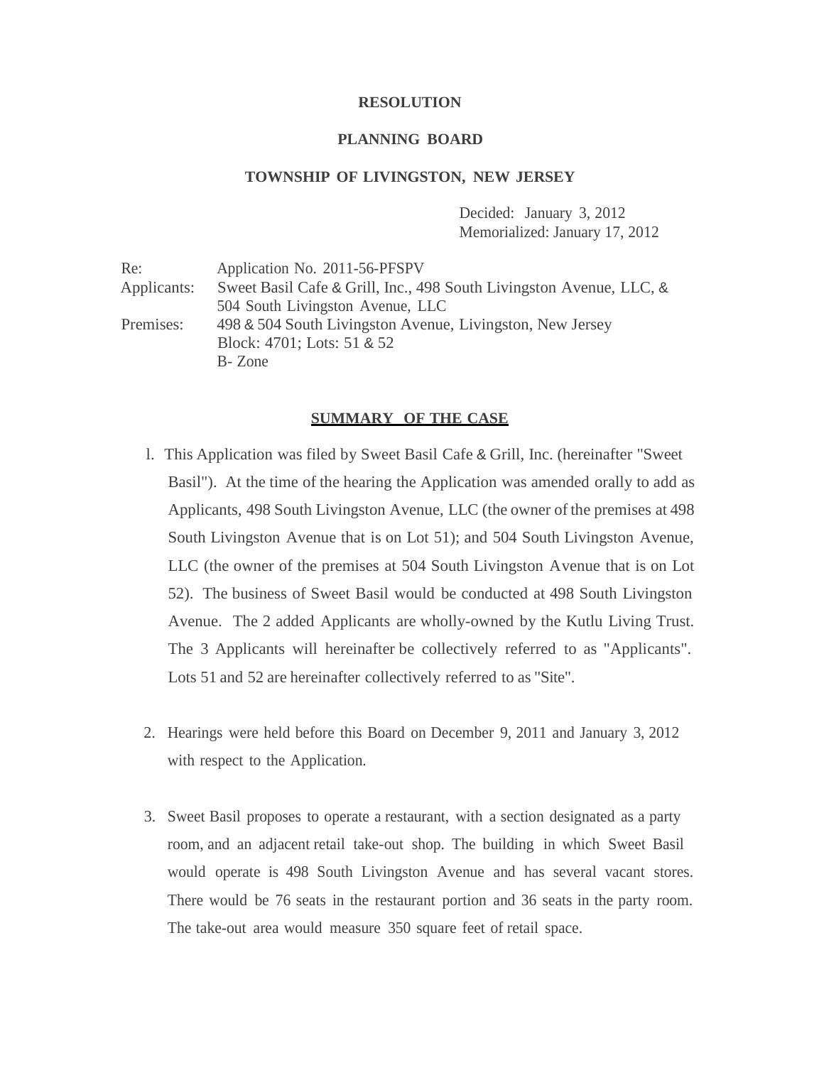**RESOLUTION**

**PLANNING BOARD**

**TOWNSHIP OF LIVINGSTON, NEW JERSEY**

Decided: January 3, 2012
Memorialized: January 17, 2012

| | |
|---|---|
| Re: | Application No. 2011-56-PFSPV |
| Applicants: | Sweet Basil Cafe & Grill, Inc., 498 South Livingston Avenue, LLC, & 504 South Livingston Avenue, LLC |
| Premises: | 498 & 504 South Livingston Avenue, Livingston, New Jersey<br>Block: 4701; Lots: 51 & 52<br>B- Zone |

**SUMMARY OF THE CASE**

1. This Application was filed by Sweet Basil Cafe & Grill, Inc. (hereinafter "Sweet Basil"). At the time of the hearing the Application was amended orally to add as Applicants, 498 South Livingston Avenue, LLC (the owner of the premises at 498 South Livingston Avenue that is on Lot 51); and 504 South Livingston Avenue, LLC (the owner of the premises at 504 South Livingston Avenue that is on Lot 52). The business of Sweet Basil would be conducted at 498 South Livingston Avenue. The 2 added Applicants are wholly-owned by the Kutlu Living Trust. The 3 Applicants will hereinafter be collectively referred to as "Applicants". Lots 51 and 52 are hereinafter collectively referred to as "Site".

2. Hearings were held before this Board on December 9, 2011 and January 3, 2012 with respect to the Application.

3. Sweet Basil proposes to operate a restaurant, with a section designated as a party room, and an adjacent retail take-out shop. The building in which Sweet Basil would operate is 498 South Livingston Avenue and has several vacant stores. There would be 76 seats in the restaurant portion and 36 seats in the party room. The take-out area would measure 350 square feet of retail space.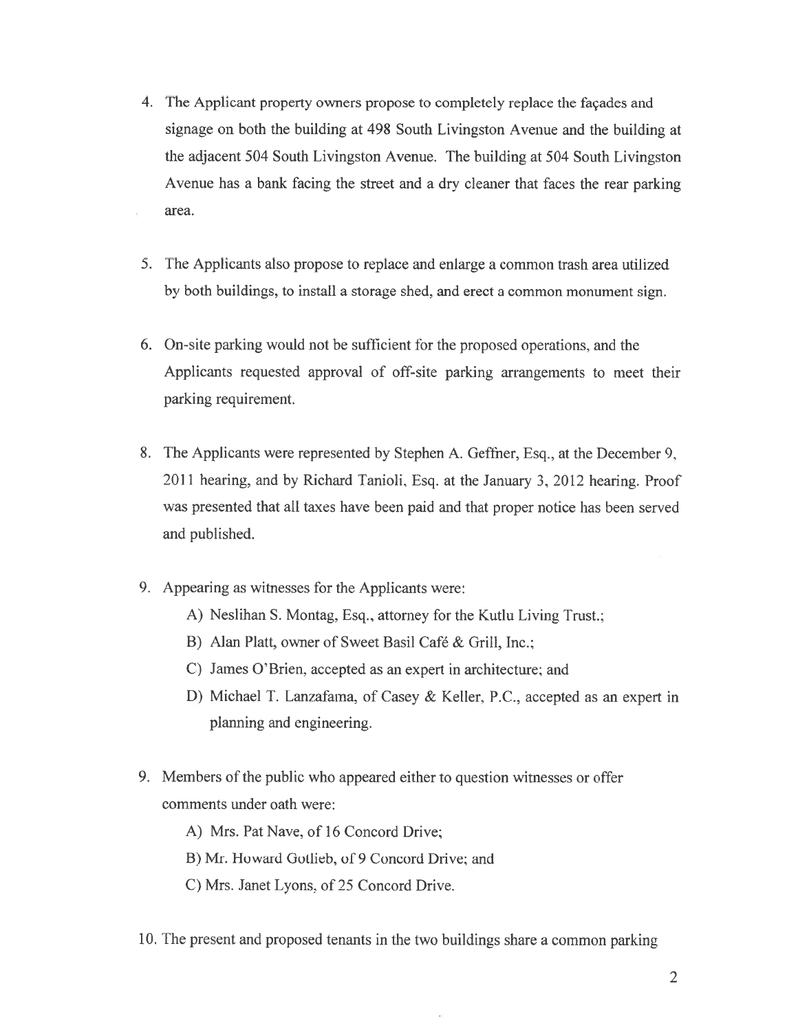4. The Applicant property owners propose to completely replace the façades and signage on both the building at 498 South Livingston Avenue and the building at the adjacent 504 South Livingston Avenue. The building at 504 South Livingston Avenue has a bank facing the street and a dry cleaner that faces the rear parking area.

5. The Applicants also propose to replace and enlarge a common trash area utilized by both buildings, to install a storage shed, and erect a common monument sign.

6. On-site parking would not be sufficient for the proposed operations, and the Applicants requested approval of off-site parking arrangements to meet their parking requirement.

8. The Applicants were represented by Stephen A. Geffner, Esq., at the December 9, 2011 hearing, and by Richard Tanioli, Esq. at the January 3, 2012 hearing. Proof was presented that all taxes have been paid and that proper notice has been served and published.

9. Appearing as witnesses for the Applicants were:
   A) Neslihan S. Montag, Esq., attorney for the Kutlu Living Trust.;
   B) Alan Platt, owner of Sweet Basil Café & Grill, Inc.;
   C) James O'Brien, accepted as an expert in architecture; and
   D) Michael T. Lanzafama, of Casey & Keller, P.C., accepted as an expert in planning and engineering.

9. Members of the public who appeared either to question witnesses or offer comments under oath were:
   A) Mrs. Pat Nave, of 16 Concord Drive;
   B) Mr. Howard Gotlieb, of 9 Concord Drive; and
   C) Mrs. Janet Lyons, of 25 Concord Drive.

10. The present and proposed tenants in the two buildings share a common parking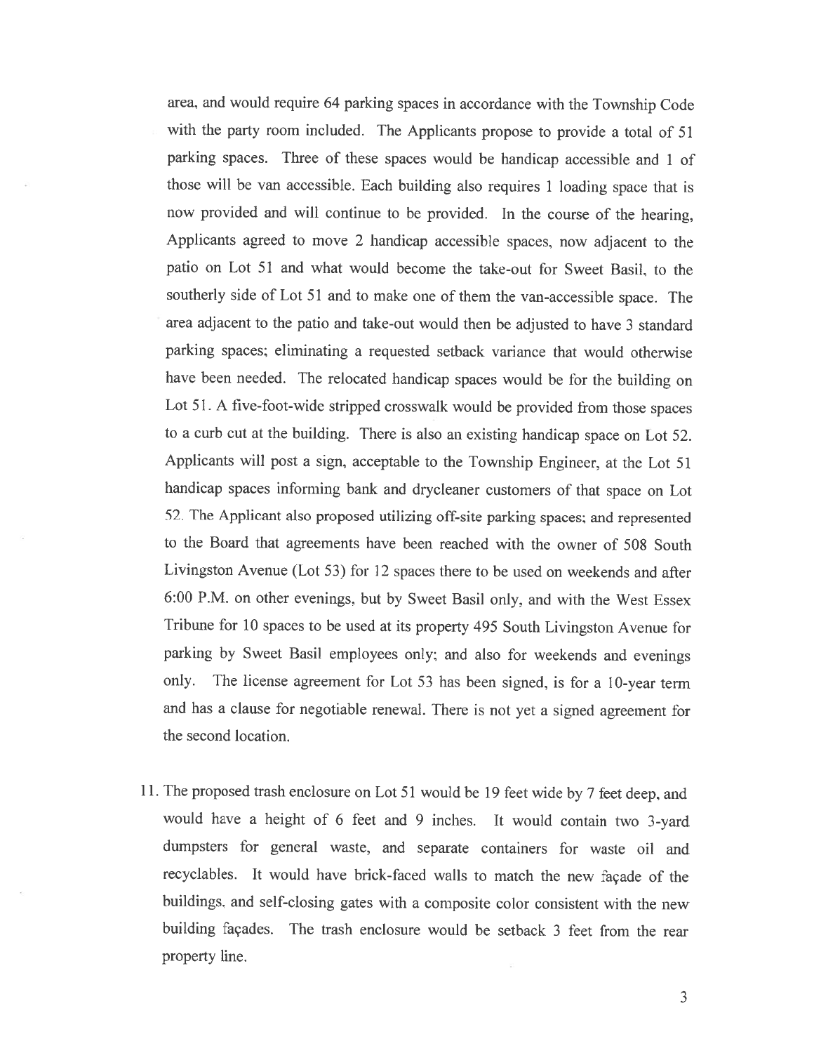area, and would require 64 parking spaces in accordance with the Township Code with the party room included. The Applicants propose to provide a total of 51 parking spaces. Three of these spaces would be handicap accessible and 1 of those will be van accessible. Each building also requires 1 loading space that is now provided and will continue to be provided. In the course of the hearing, Applicants agreed to move 2 handicap accessible spaces, now adjacent to the patio on Lot 51 and what would become the take-out for Sweet Basil, to the southerly side of Lot 51 and to make one of them the van-accessible space. The area adjacent to the patio and take-out would then be adjusted to have 3 standard parking spaces; eliminating a requested setback variance that would otherwise have been needed. The relocated handicap spaces would be for the building on Lot 51. A five-foot-wide stripped crosswalk would be provided from those spaces to a curb cut at the building. There is also an existing handicap space on Lot 52. Applicants will post a sign, acceptable to the Township Engineer, at the Lot 51 handicap spaces informing bank and drycleaner customers of that space on Lot 52. The Applicant also proposed utilizing off-site parking spaces; and represented to the Board that agreements have been reached with the owner of 508 South Livingston Avenue (Lot 53) for 12 spaces there to be used on weekends and after 6:00 P.M. on other evenings, but by Sweet Basil only, and with the West Essex Tribune for 10 spaces to be used at its property 495 South Livingston Avenue for parking by Sweet Basil employees only; and also for weekends and evenings only. The license agreement for Lot 53 has been signed, is for a 10-year term and has a clause for negotiable renewal. There is not yet a signed agreement for the second location.

11. The proposed trash enclosure on Lot 51 would be 19 feet wide by 7 feet deep, and would have a height of 6 feet and 9 inches. It would contain two 3-yard dumpsters for general waste, and separate containers for waste oil and recyclables. It would have brick-faced walls to match the new façade of the buildings, and self-closing gates with a composite color consistent with the new building façades. The trash enclosure would be setback 3 feet from the rear property line.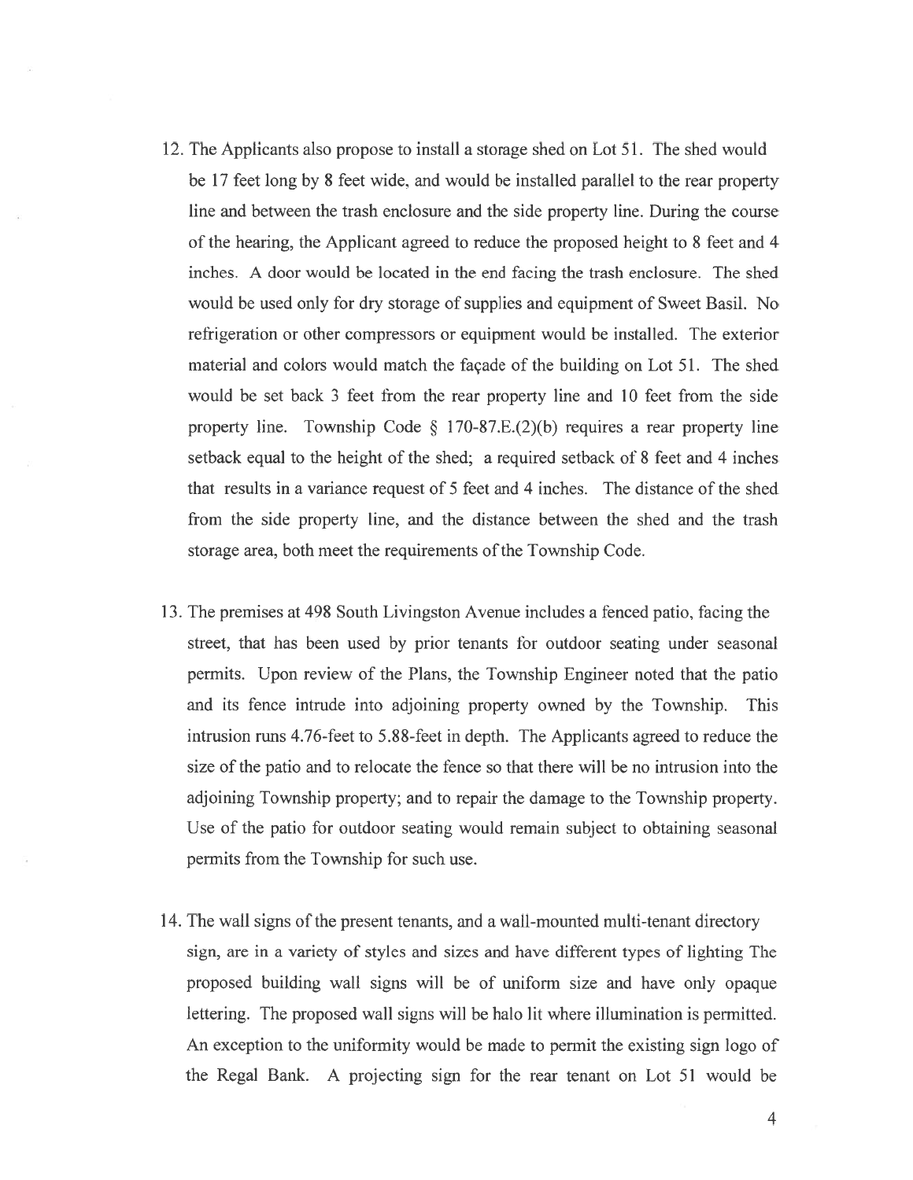12. The Applicants also propose to install a storage shed on Lot 51. The shed would be 17 feet long by 8 feet wide, and would be installed parallel to the rear property line and between the trash enclosure and the side property line. During the course of the hearing, the Applicant agreed to reduce the proposed height to 8 feet and 4 inches. A door would be located in the end facing the trash enclosure. The shed would be used only for dry storage of supplies and equipment of Sweet Basil. No refrigeration or other compressors or equipment would be installed. The exterior material and colors would match the façade of the building on Lot 51. The shed would be set back 3 feet from the rear property line and 10 feet from the side property line. Township Code § 170-87.E.(2)(b) requires a rear property line setback equal to the height of the shed; a required setback of 8 feet and 4 inches that results in a variance request of 5 feet and 4 inches. The distance of the shed from the side property line, and the distance between the shed and the trash storage area, both meet the requirements of the Township Code.

13. The premises at 498 South Livingston Avenue includes a fenced patio, facing the street, that has been used by prior tenants for outdoor seating under seasonal permits. Upon review of the Plans, the Township Engineer noted that the patio and its fence intrude into adjoining property owned by the Township. This intrusion runs 4.76-feet to 5.88-feet in depth. The Applicants agreed to reduce the size of the patio and to relocate the fence so that there will be no intrusion into the adjoining Township property; and to repair the damage to the Township property. Use of the patio for outdoor seating would remain subject to obtaining seasonal permits from the Township for such use.

14. The wall signs of the present tenants, and a wall-mounted multi-tenant directory sign, are in a variety of styles and sizes and have different types of lighting The proposed building wall signs will be of uniform size and have only opaque lettering. The proposed wall signs will be halo lit where illumination is permitted. An exception to the uniformity would be made to permit the existing sign logo of the Regal Bank. A projecting sign for the rear tenant on Lot 51 would be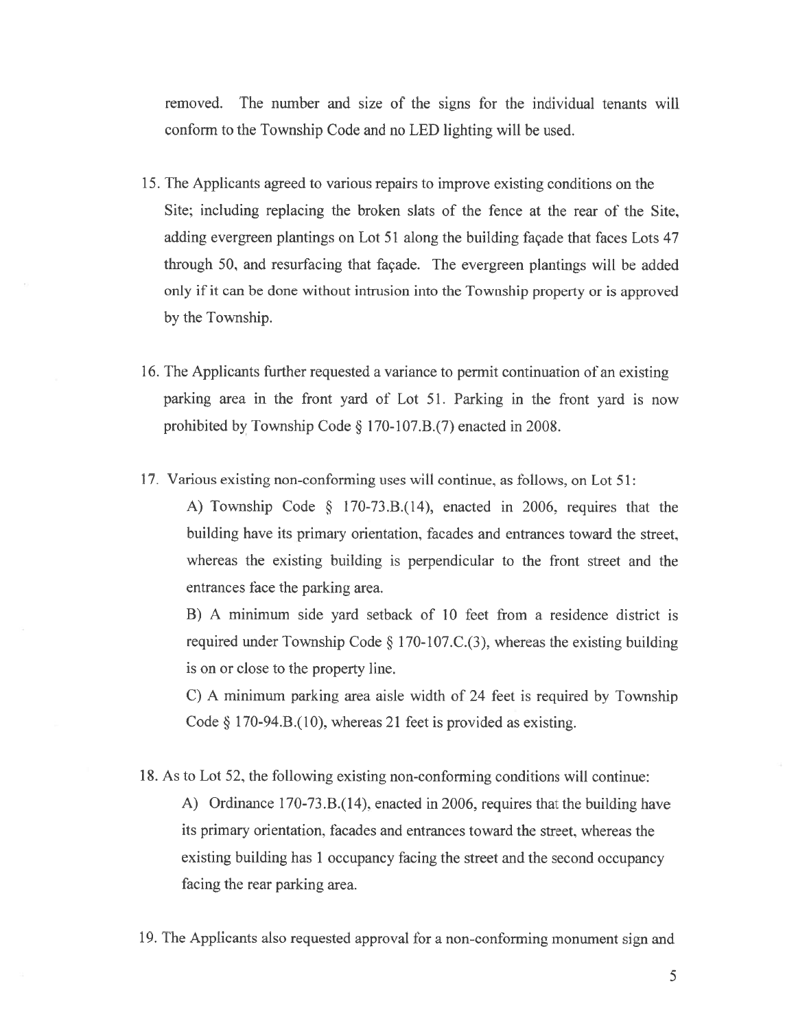removed. The number and size of the signs for the individual tenants will conform to the Township Code and no LED lighting will be used.

15. The Applicants agreed to various repairs to improve existing conditions on the Site; including replacing the broken slats of the fence at the rear of the Site, adding evergreen plantings on Lot 51 along the building façade that faces Lots 47 through 50, and resurfacing that façade. The evergreen plantings will be added only if it can be done without intrusion into the Township property or is approved by the Township.

16. The Applicants further requested a variance to permit continuation of an existing parking area in the front yard of Lot 51. Parking in the front yard is now prohibited by Township Code § 170-107.B.(7) enacted in 2008.

17. Various existing non-conforming uses will continue, as follows, on Lot 51:

    A) Township Code § 170-73.B.(14), enacted in 2006, requires that the building have its primary orientation, facades and entrances toward the street, whereas the existing building is perpendicular to the front street and the entrances face the parking area.

    B) A minimum side yard setback of 10 feet from a residence district is required under Township Code § 170-107.C.(3), whereas the existing building is on or close to the property line.

    C) A minimum parking area aisle width of 24 feet is required by Township Code § 170-94.B.(10), whereas 21 feet is provided as existing.

18. As to Lot 52, the following existing non-conforming conditions will continue:

    A) Ordinance 170-73.B.(14), enacted in 2006, requires that the building have its primary orientation, facades and entrances toward the street, whereas the existing building has 1 occupancy facing the street and the second occupancy facing the rear parking area.

19. The Applicants also requested approval for a non-conforming monument sign and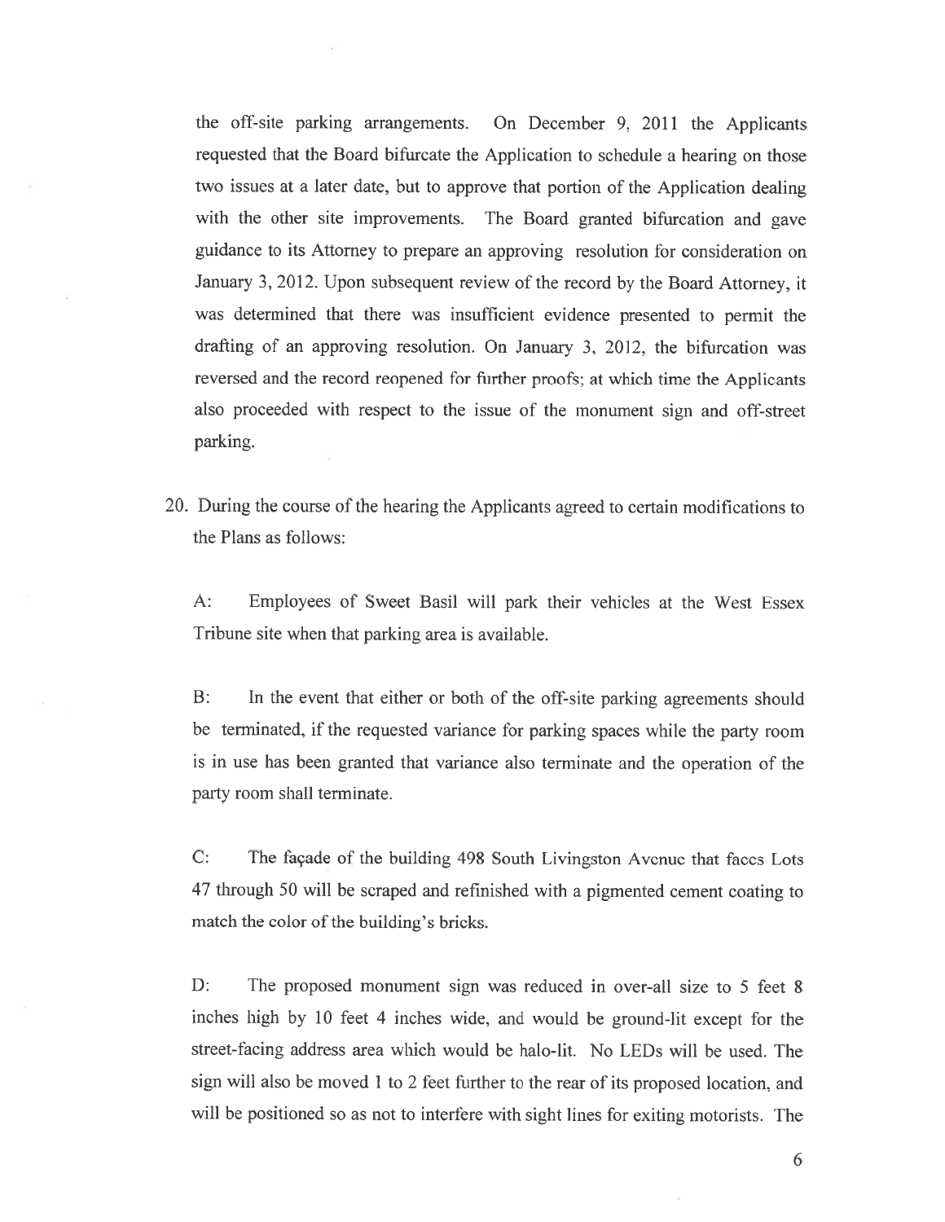the off-site parking arrangements. On December 9, 2011 the Applicants requested that the Board bifurcate the Application to schedule a hearing on those two issues at a later date, but to approve that portion of the Application dealing with the other site improvements. The Board granted bifurcation and gave guidance to its Attorney to prepare an approving resolution for consideration on January 3, 2012. Upon subsequent review of the record by the Board Attorney, it was determined that there was insufficient evidence presented to permit the drafting of an approving resolution. On January 3, 2012, the bifurcation was reversed and the record reopened for further proofs; at which time the Applicants also proceeded with respect to the issue of the monument sign and off-street parking.

20. During the course of the hearing the Applicants agreed to certain modifications to the Plans as follows:

    A: Employees of Sweet Basil will park their vehicles at the West Essex Tribune site when that parking area is available.

    B: In the event that either or both of the off-site parking agreements should be terminated, if the requested variance for parking spaces while the party room is in use has been granted that variance also terminate and the operation of the party room shall terminate.

    C: The façade of the building 498 South Livingston Avenue that faces Lots 47 through 50 will be scraped and refinished with a pigmented cement coating to match the color of the building's bricks.

    D: The proposed monument sign was reduced in over-all size to 5 feet 8 inches high by 10 feet 4 inches wide, and would be ground-lit except for the street-facing address area which would be halo-lit. No LEDs will be used. The sign will also be moved 1 to 2 feet further to the rear of its proposed location, and will be positioned so as not to interfere with sight lines for exiting motorists. The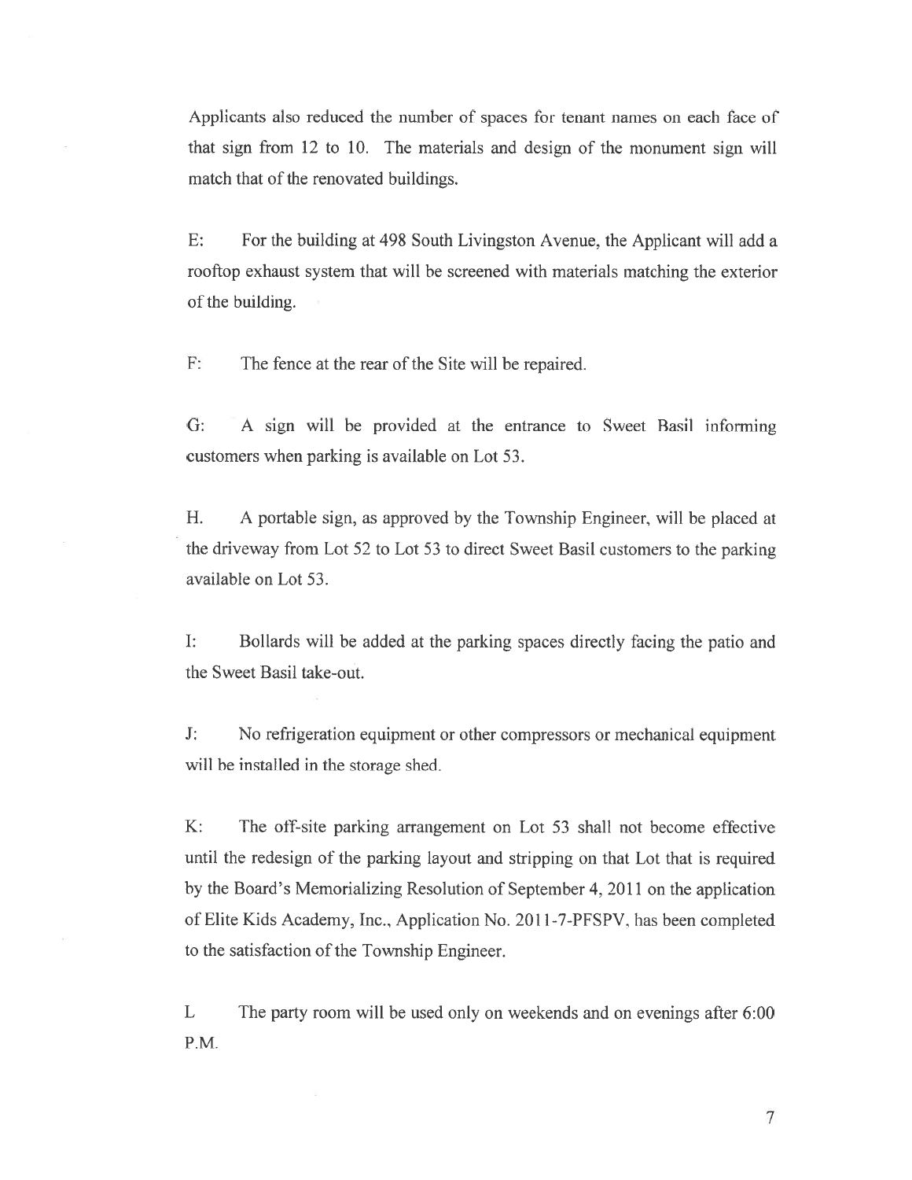Applicants also reduced the number of spaces for tenant names on each face of that sign from 12 to 10. The materials and design of the monument sign will match that of the renovated buildings.

E: For the building at 498 South Livingston Avenue, the Applicant will add a rooftop exhaust system that will be screened with materials matching the exterior of the building.

F: The fence at the rear of the Site will be repaired.

G: A sign will be provided at the entrance to Sweet Basil informing customers when parking is available on Lot 53.

H. A portable sign, as approved by the Township Engineer, will be placed at the driveway from Lot 52 to Lot 53 to direct Sweet Basil customers to the parking available on Lot 53.

I: Bollards will be added at the parking spaces directly facing the patio and the Sweet Basil take-out.

J: No refrigeration equipment or other compressors or mechanical equipment will be installed in the storage shed.

K: The off-site parking arrangement on Lot 53 shall not become effective until the redesign of the parking layout and stripping on that Lot that is required by the Board's Memorializing Resolution of September 4, 2011 on the application of Elite Kids Academy, Inc., Application No. 2011-7-PFSPV, has been completed to the satisfaction of the Township Engineer.

L The party room will be used only on weekends and on evenings after 6:00 P.M.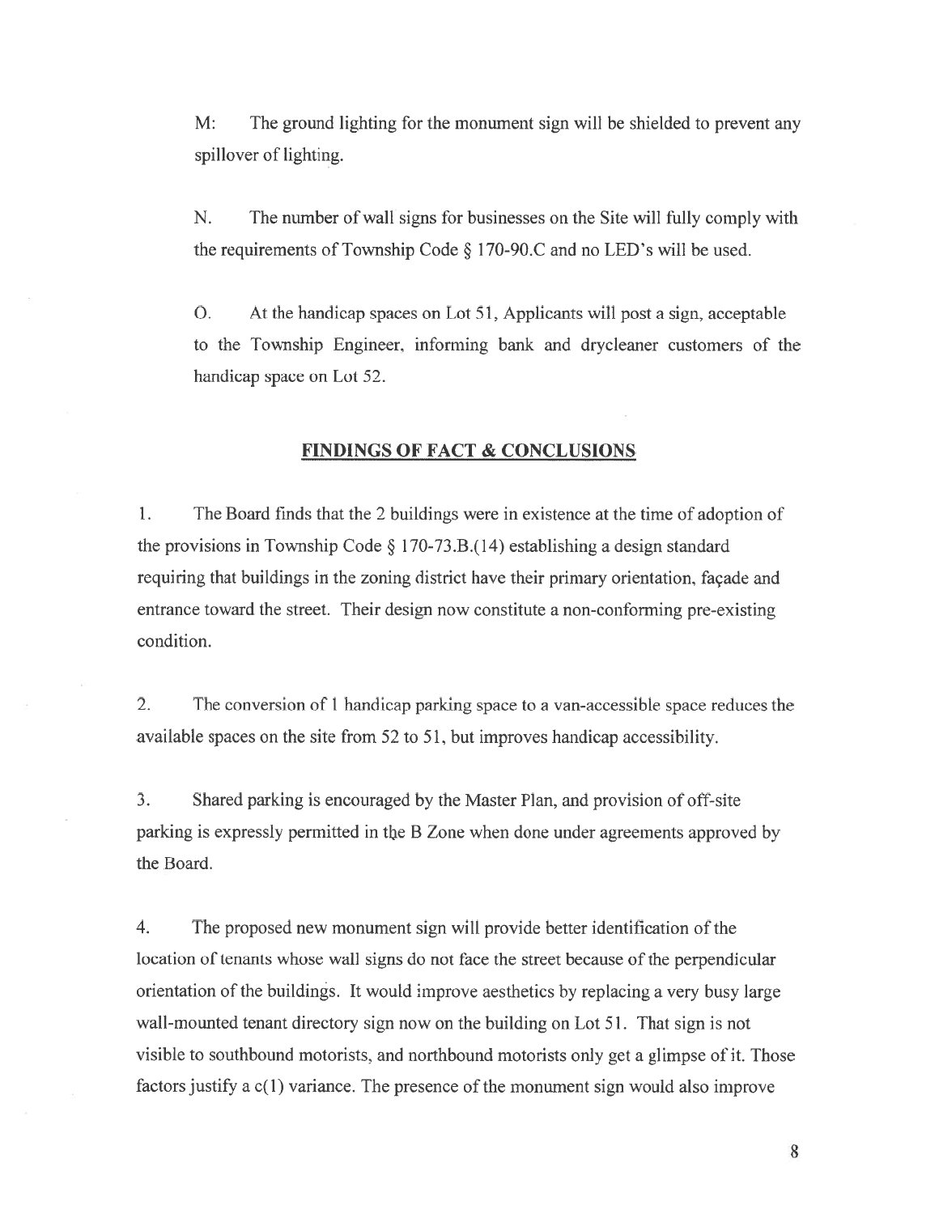M: The ground lighting for the monument sign will be shielded to prevent any spillover of lighting.

N. The number of wall signs for businesses on the Site will fully comply with the requirements of Township Code § 170-90.C and no LED's will be used.

O. At the handicap spaces on Lot 51, Applicants will post a sign, acceptable to the Township Engineer, informing bank and drycleaner customers of the handicap space on Lot 52.

## FINDINGS OF FACT & CONCLUSIONS

1. The Board finds that the 2 buildings were in existence at the time of adoption of the provisions in Township Code § 170-73.B.(14) establishing a design standard requiring that buildings in the zoning district have their primary orientation, façade and entrance toward the street. Their design now constitute a non-conforming pre-existing condition.

2. The conversion of 1 handicap parking space to a van-accessible space reduces the available spaces on the site from 52 to 51, but improves handicap accessibility.

3. Shared parking is encouraged by the Master Plan, and provision of off-site parking is expressly permitted in the B Zone when done under agreements approved by the Board.

4. The proposed new monument sign will provide better identification of the location of tenants whose wall signs do not face the street because of the perpendicular orientation of the buildings. It would improve aesthetics by replacing a very busy large wall-mounted tenant directory sign now on the building on Lot 51. That sign is not visible to southbound motorists, and northbound motorists only get a glimpse of it. Those factors justify a c(1) variance. The presence of the monument sign would also improve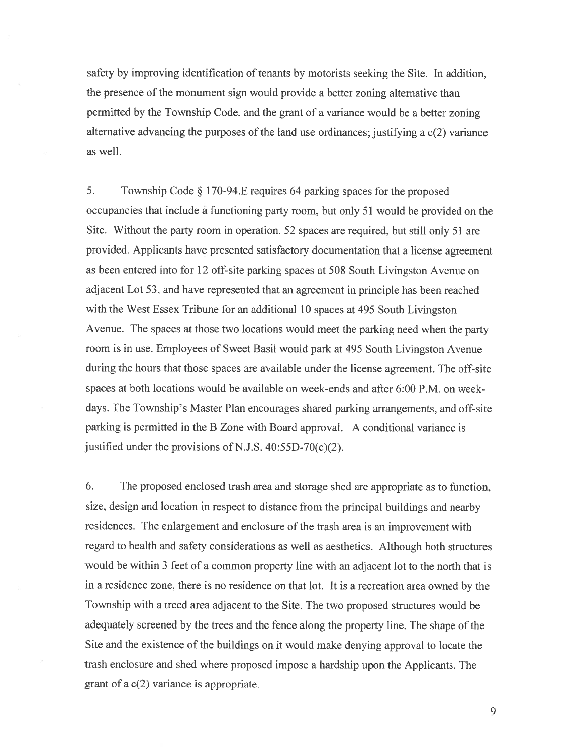safety by improving identification of tenants by motorists seeking the Site. In addition, the presence of the monument sign would provide a better zoning alternative than permitted by the Township Code, and the grant of a variance would be a better zoning alternative advancing the purposes of the land use ordinances; justifying a c(2) variance as well.

5. Township Code § 170-94.E requires 64 parking spaces for the proposed occupancies that include a functioning party room, but only 51 would be provided on the Site. Without the party room in operation, 52 spaces are required, but still only 51 are provided. Applicants have presented satisfactory documentation that a license agreement as been entered into for 12 off-site parking spaces at 508 South Livingston Avenue on adjacent Lot 53, and have represented that an agreement in principle has been reached with the West Essex Tribune for an additional 10 spaces at 495 South Livingston Avenue. The spaces at those two locations would meet the parking need when the party room is in use. Employees of Sweet Basil would park at 495 South Livingston Avenue during the hours that those spaces are available under the license agreement. The off-site spaces at both locations would be available on week-ends and after 6:00 P.M. on week-days. The Township's Master Plan encourages shared parking arrangements, and off-site parking is permitted in the B Zone with Board approval. A conditional variance is justified under the provisions of N.J.S. 40:55D-70(c)(2).

6. The proposed enclosed trash area and storage shed are appropriate as to function, size, design and location in respect to distance from the principal buildings and nearby residences. The enlargement and enclosure of the trash area is an improvement with regard to health and safety considerations as well as aesthetics. Although both structures would be within 3 feet of a common property line with an adjacent lot to the north that is in a residence zone, there is no residence on that lot. It is a recreation area owned by the Township with a treed area adjacent to the Site. The two proposed structures would be adequately screened by the trees and the fence along the property line. The shape of the Site and the existence of the buildings on it would make denying approval to locate the trash enclosure and shed where proposed impose a hardship upon the Applicants. The grant of a c(2) variance is appropriate.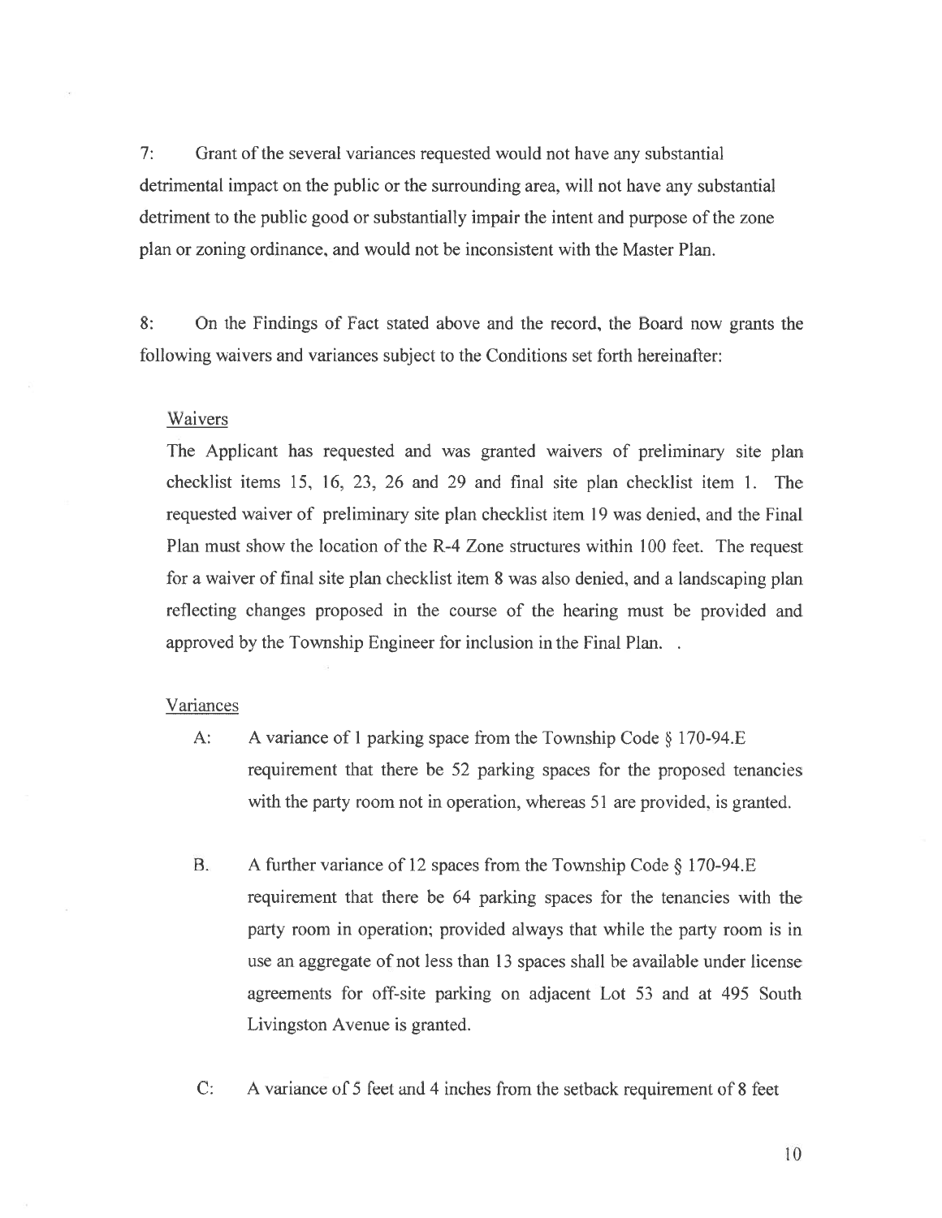7: Grant of the several variances requested would not have any substantial detrimental impact on the public or the surrounding area, will not have any substantial detriment to the public good or substantially impair the intent and purpose of the zone plan or zoning ordinance, and would not be inconsistent with the Master Plan.

8: On the Findings of Fact stated above and the record, the Board now grants the following waivers and variances subject to the Conditions set forth hereinafter:

Waivers

The Applicant has requested and was granted waivers of preliminary site plan checklist items 15, 16, 23, 26 and 29 and final site plan checklist item 1. The requested waiver of preliminary site plan checklist item 19 was denied, and the Final Plan must show the location of the R-4 Zone structures within 100 feet. The request for a waiver of final site plan checklist item 8 was also denied, and a landscaping plan reflecting changes proposed in the course of the hearing must be provided and approved by the Township Engineer for inclusion in the Final Plan. .

Variances

A: A variance of 1 parking space from the Township Code § 170-94.E requirement that there be 52 parking spaces for the proposed tenancies with the party room not in operation, whereas 51 are provided, is granted.

B. A further variance of 12 spaces from the Township Code § 170-94.E requirement that there be 64 parking spaces for the tenancies with the party room in operation; provided always that while the party room is in use an aggregate of not less than 13 spaces shall be available under license agreements for off-site parking on adjacent Lot 53 and at 495 South Livingston Avenue is granted.

C: A variance of 5 feet and 4 inches from the setback requirement of 8 feet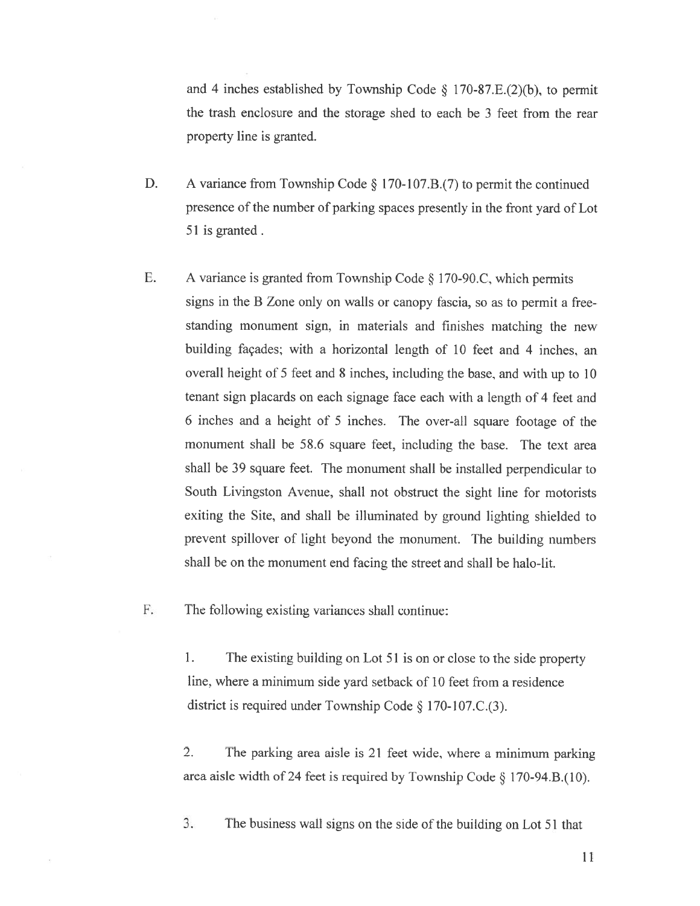and 4 inches established by Township Code § 170-87.E.(2)(b), to permit the trash enclosure and the storage shed to each be 3 feet from the rear property line is granted.

D. A variance from Township Code § 170-107.B.(7) to permit the continued presence of the number of parking spaces presently in the front yard of Lot 51 is granted .

E. A variance is granted from Township Code § 170-90.C, which permits signs in the B Zone only on walls or canopy fascia, so as to permit a free-standing monument sign, in materials and finishes matching the new building façades; with a horizontal length of 10 feet and 4 inches, an overall height of 5 feet and 8 inches, including the base, and with up to 10 tenant sign placards on each signage face each with a length of 4 feet and 6 inches and a height of 5 inches. The over-all square footage of the monument shall be 58.6 square feet, including the base. The text area shall be 39 square feet. The monument shall be installed perpendicular to South Livingston Avenue, shall not obstruct the sight line for motorists exiting the Site, and shall be illuminated by ground lighting shielded to prevent spillover of light beyond the monument. The building numbers shall be on the monument end facing the street and shall be halo-lit.

F. The following existing variances shall continue:

1. The existing building on Lot 51 is on or close to the side property line, where a minimum side yard setback of 10 feet from a residence district is required under Township Code § 170-107.C.(3).

2. The parking area aisle is 21 feet wide, where a minimum parking area aisle width of 24 feet is required by Township Code § 170-94.B.(10).

3. The business wall signs on the side of the building on Lot 51 that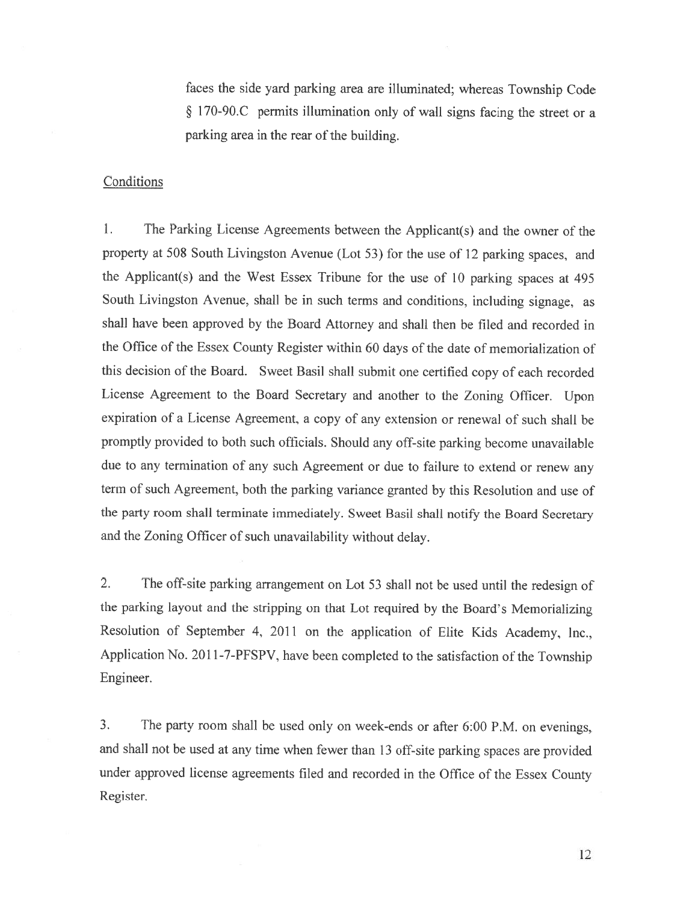faces the side yard parking area are illuminated; whereas Township Code § 170-90.C permits illumination only of wall signs facing the street or a parking area in the rear of the building.

Conditions

1. The Parking License Agreements between the Applicant(s) and the owner of the property at 508 South Livingston Avenue (Lot 53) for the use of 12 parking spaces, and the Applicant(s) and the West Essex Tribune for the use of 10 parking spaces at 495 South Livingston Avenue, shall be in such terms and conditions, including signage, as shall have been approved by the Board Attorney and shall then be filed and recorded in the Office of the Essex County Register within 60 days of the date of memorialization of this decision of the Board. Sweet Basil shall submit one certified copy of each recorded License Agreement to the Board Secretary and another to the Zoning Officer. Upon expiration of a License Agreement, a copy of any extension or renewal of such shall be promptly provided to both such officials. Should any off-site parking become unavailable due to any termination of any such Agreement or due to failure to extend or renew any term of such Agreement, both the parking variance granted by this Resolution and use of the party room shall terminate immediately. Sweet Basil shall notify the Board Secretary and the Zoning Officer of such unavailability without delay.

2. The off-site parking arrangement on Lot 53 shall not be used until the redesign of the parking layout and the stripping on that Lot required by the Board's Memorializing Resolution of September 4, 2011 on the application of Elite Kids Academy, Inc., Application No. 2011-7-PFSPV, have been completed to the satisfaction of the Township Engineer.

3. The party room shall be used only on week-ends or after 6:00 P.M. on evenings, and shall not be used at any time when fewer than 13 off-site parking spaces are provided under approved license agreements filed and recorded in the Office of the Essex County Register.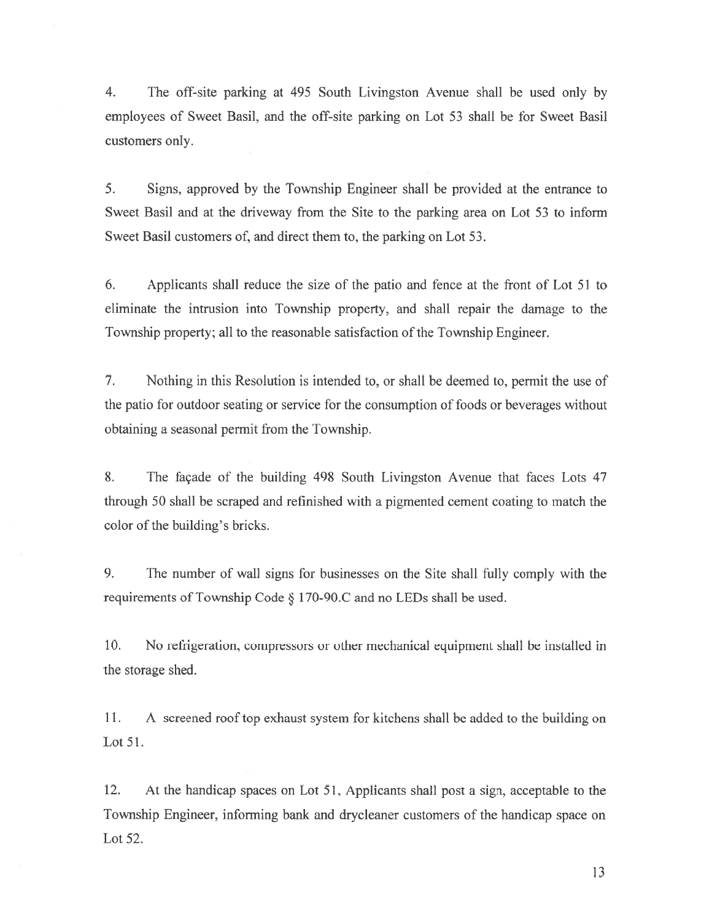4. The off-site parking at 495 South Livingston Avenue shall be used only by employees of Sweet Basil, and the off-site parking on Lot 53 shall be for Sweet Basil customers only.

5. Signs, approved by the Township Engineer shall be provided at the entrance to Sweet Basil and at the driveway from the Site to the parking area on Lot 53 to inform Sweet Basil customers of, and direct them to, the parking on Lot 53.

6. Applicants shall reduce the size of the patio and fence at the front of Lot 51 to eliminate the intrusion into Township property, and shall repair the damage to the Township property; all to the reasonable satisfaction of the Township Engineer.

7. Nothing in this Resolution is intended to, or shall be deemed to, permit the use of the patio for outdoor seating or service for the consumption of foods or beverages without obtaining a seasonal permit from the Township.

8. The façade of the building 498 South Livingston Avenue that faces Lots 47 through 50 shall be scraped and refinished with a pigmented cement coating to match the color of the building's bricks.

9. The number of wall signs for businesses on the Site shall fully comply with the requirements of Township Code § 170-90.C and no LEDs shall be used.

10. No refrigeration, compressors or other mechanical equipment shall be installed in the storage shed.

11. A screened roof top exhaust system for kitchens shall be added to the building on Lot 51.

12. At the handicap spaces on Lot 51, Applicants shall post a sign, acceptable to the Township Engineer, informing bank and drycleaner customers of the handicap space on Lot 52.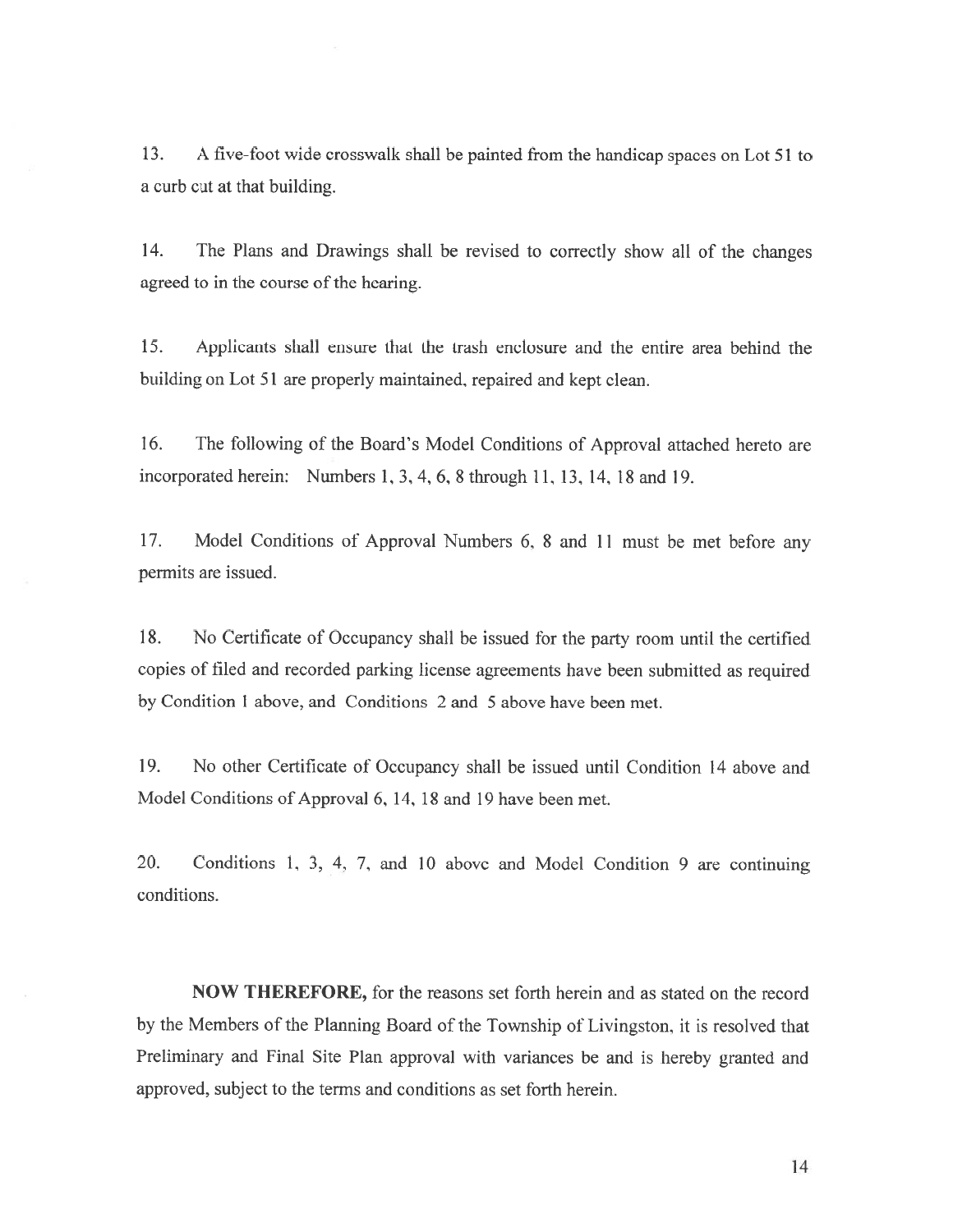13. A five-foot wide crosswalk shall be painted from the handicap spaces on Lot 51 to a curb cut at that building.

14. The Plans and Drawings shall be revised to correctly show all of the changes agreed to in the course of the hearing.

15. Applicants shall ensure that the trash enclosure and the entire area behind the building on Lot 51 are properly maintained, repaired and kept clean.

16. The following of the Board's Model Conditions of Approval attached hereto are incorporated herein: Numbers 1, 3, 4, 6, 8 through 11, 13, 14, 18 and 19.

17. Model Conditions of Approval Numbers 6, 8 and 11 must be met before any permits are issued.

18. No Certificate of Occupancy shall be issued for the party room until the certified copies of filed and recorded parking license agreements have been submitted as required by Condition 1 above, and Conditions 2 and 5 above have been met.

19. No other Certificate of Occupancy shall be issued until Condition 14 above and Model Conditions of Approval 6, 14, 18 and 19 have been met.

20. Conditions 1, 3, 4, 7, and 10 above and Model Condition 9 are continuing conditions.

**NOW THEREFORE,** for the reasons set forth herein and as stated on the record by the Members of the Planning Board of the Township of Livingston, it is resolved that Preliminary and Final Site Plan approval with variances be and is hereby granted and approved, subject to the terms and conditions as set forth herein.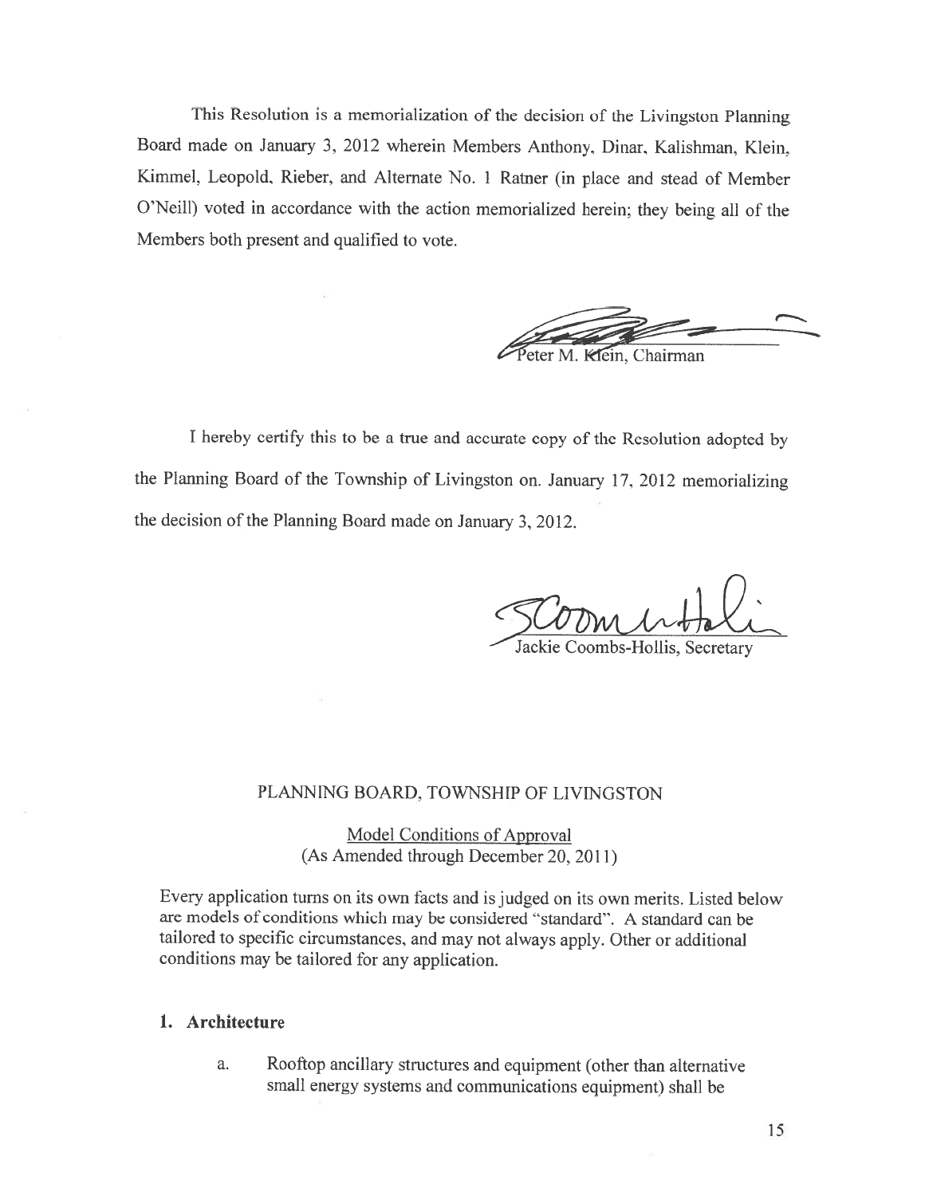This Resolution is a memorialization of the decision of the Livingston Planning Board made on January 3, 2012 wherein Members Anthony, Dinar, Kalishman, Klein, Kimmel, Leopold, Rieber, and Alternate No. 1 Ratner (in place and stead of Member O'Neill) voted in accordance with the action memorialized herein; they being all of the Members both present and qualified to vote.

Peter M. Klein, Chairman

I hereby certify this to be a true and accurate copy of the Resolution adopted by the Planning Board of the Township of Livingston on. January 17, 2012 memorializing the decision of the Planning Board made on January 3, 2012.

Jackie Coombs-Hollis, Secretary

PLANNING BOARD, TOWNSHIP OF LIVINGSTON

Model Conditions of Approval
(As Amended through December 20, 2011)

Every application turns on its own facts and is judged on its own merits. Listed below are models of conditions which may be considered "standard". A standard can be tailored to specific circumstances, and may not always apply. Other or additional conditions may be tailored for any application.

## 1. Architecture

a. Rooftop ancillary structures and equipment (other than alternative small energy systems and communications equipment) shall be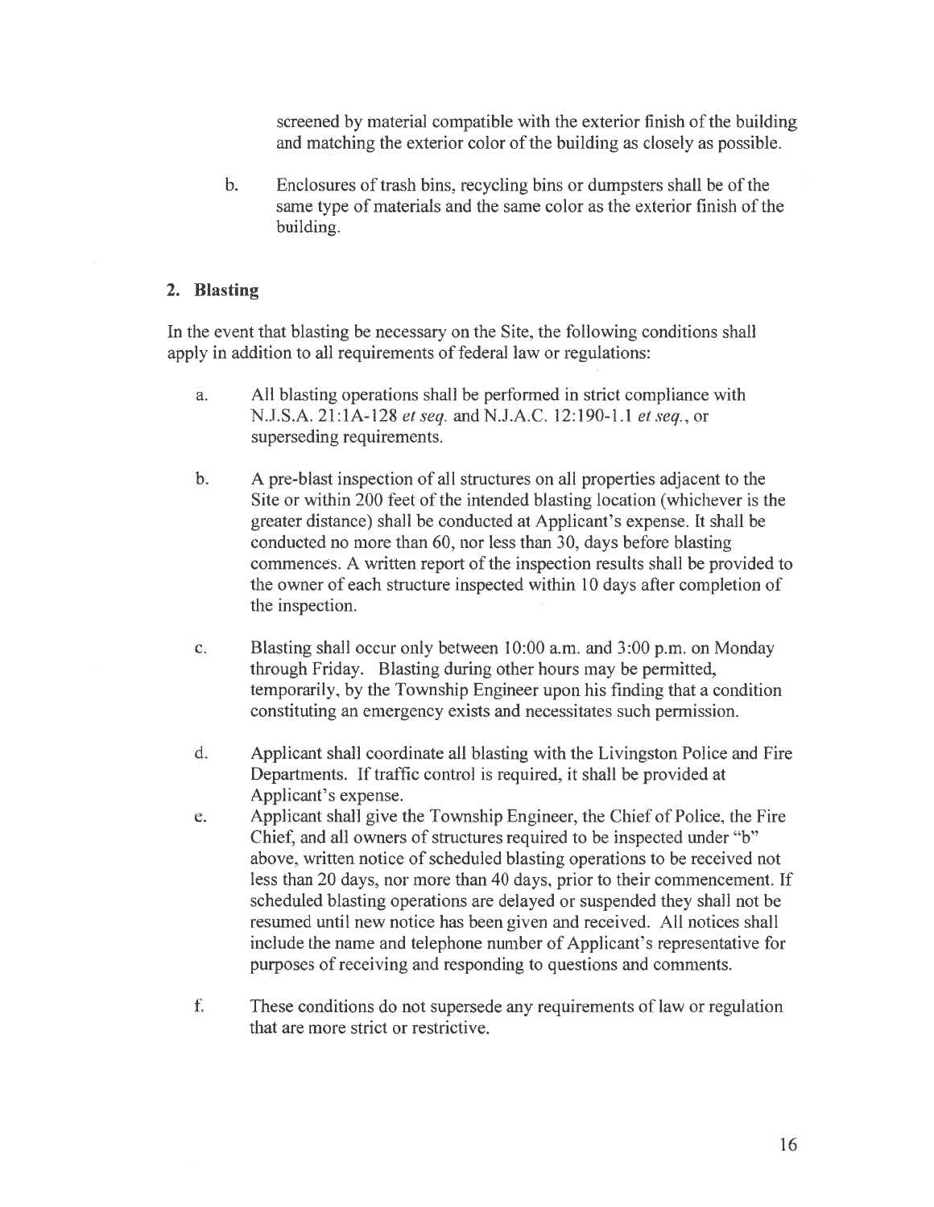screened by material compatible with the exterior finish of the building and matching the exterior color of the building as closely as possible.

b. Enclosures of trash bins, recycling bins or dumpsters shall be of the same type of materials and the same color as the exterior finish of the building.

**2. Blasting**

In the event that blasting be necessary on the Site, the following conditions shall apply in addition to all requirements of federal law or regulations:

a. All blasting operations shall be performed in strict compliance with N.J.S.A. 21:1A-128 *et seq.* and N.J.A.C. 12:190-1.1 *et seq.*, or superseding requirements.

b. A pre-blast inspection of all structures on all properties adjacent to the Site or within 200 feet of the intended blasting location (whichever is the greater distance) shall be conducted at Applicant's expense. It shall be conducted no more than 60, nor less than 30, days before blasting commences. A written report of the inspection results shall be provided to the owner of each structure inspected within 10 days after completion of the inspection.

c. Blasting shall occur only between 10:00 a.m. and 3:00 p.m. on Monday through Friday. Blasting during other hours may be permitted, temporarily, by the Township Engineer upon his finding that a condition constituting an emergency exists and necessitates such permission.

d. Applicant shall coordinate all blasting with the Livingston Police and Fire Departments. If traffic control is required, it shall be provided at Applicant's expense.

e. Applicant shall give the Township Engineer, the Chief of Police, the Fire Chief, and all owners of structures required to be inspected under "b" above, written notice of scheduled blasting operations to be received not less than 20 days, nor more than 40 days, prior to their commencement. If scheduled blasting operations are delayed or suspended they shall not be resumed until new notice has been given and received. All notices shall include the name and telephone number of Applicant's representative for purposes of receiving and responding to questions and comments.

f. These conditions do not supersede any requirements of law or regulation that are more strict or restrictive.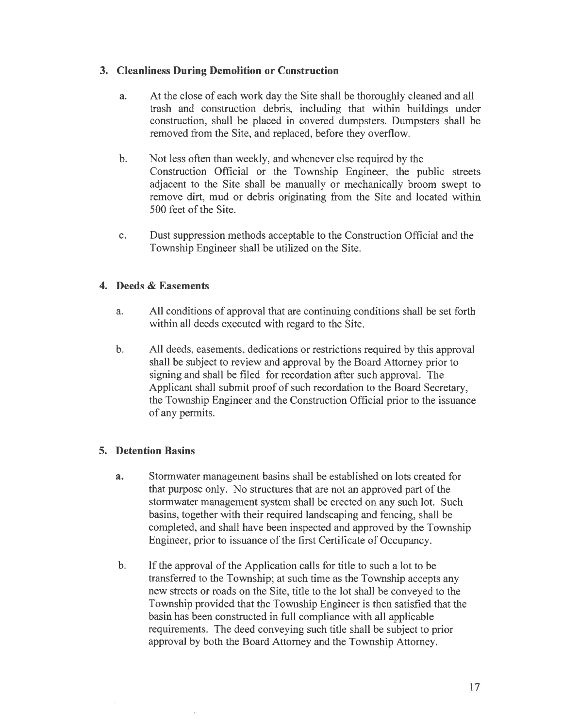### 3. Cleanliness During Demolition or Construction

a. At the close of each work day the Site shall be thoroughly cleaned and all trash and construction debris, including that within buildings under construction, shall be placed in covered dumpsters. Dumpsters shall be removed from the Site, and replaced, before they overflow.

b. Not less often than weekly, and whenever else required by the Construction Official or the Township Engineer, the public streets adjacent to the Site shall be manually or mechanically broom swept to remove dirt, mud or debris originating from the Site and located within 500 feet of the Site.

c. Dust suppression methods acceptable to the Construction Official and the Township Engineer shall be utilized on the Site.

### 4. Deeds & Easements

a. All conditions of approval that are continuing conditions shall be set forth within all deeds executed with regard to the Site.

b. All deeds, easements, dedications or restrictions required by this approval shall be subject to review and approval by the Board Attorney prior to signing and shall be filed for recordation after such approval. The Applicant shall submit proof of such recordation to the Board Secretary, the Township Engineer and the Construction Official prior to the issuance of any permits.

### 5. Detention Basins

a. Stormwater management basins shall be established on lots created for that purpose only. No structures that are not an approved part of the stormwater management system shall be erected on any such lot. Such basins, together with their required landscaping and fencing, shall be completed, and shall have been inspected and approved by the Township Engineer, prior to issuance of the first Certificate of Occupancy.

b. If the approval of the Application calls for title to such a lot to be transferred to the Township; at such time as the Township accepts any new streets or roads on the Site, title to the lot shall be conveyed to the Township provided that the Township Engineer is then satisfied that the basin has been constructed in full compliance with all applicable requirements. The deed conveying such title shall be subject to prior approval by both the Board Attorney and the Township Attorney.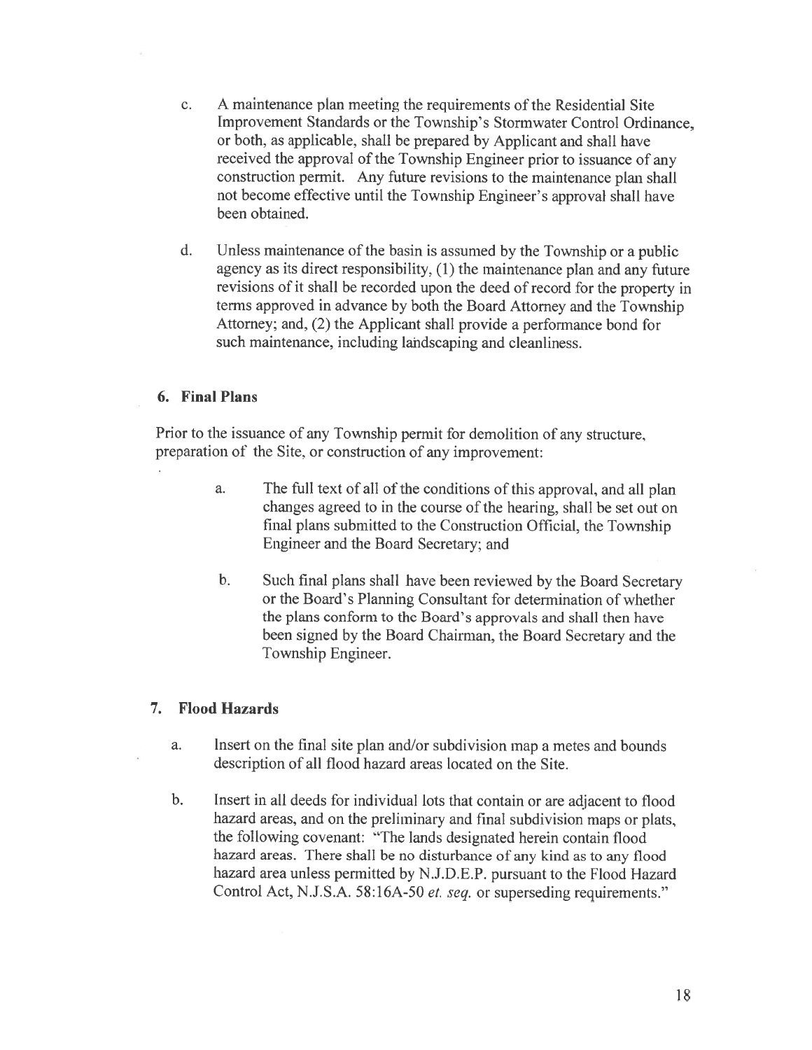c. A maintenance plan meeting the requirements of the Residential Site Improvement Standards or the Township's Stormwater Control Ordinance, or both, as applicable, shall be prepared by Applicant and shall have received the approval of the Township Engineer prior to issuance of any construction permit. Any future revisions to the maintenance plan shall not become effective until the Township Engineer's approval shall have been obtained.

d. Unless maintenance of the basin is assumed by the Township or a public agency as its direct responsibility, (1) the maintenance plan and any future revisions of it shall be recorded upon the deed of record for the property in terms approved in advance by both the Board Attorney and the Township Attorney; and, (2) the Applicant shall provide a performance bond for such maintenance, including landscaping and cleanliness.

### 6. Final Plans

Prior to the issuance of any Township permit for demolition of any structure, preparation of the Site, or construction of any improvement:

a. The full text of all of the conditions of this approval, and all plan changes agreed to in the course of the hearing, shall be set out on final plans submitted to the Construction Official, the Township Engineer and the Board Secretary; and

b. Such final plans shall have been reviewed by the Board Secretary or the Board's Planning Consultant for determination of whether the plans conform to the Board's approvals and shall then have been signed by the Board Chairman, the Board Secretary and the Township Engineer.

### 7. Flood Hazards

a. Insert on the final site plan and/or subdivision map a metes and bounds description of all flood hazard areas located on the Site.

b. Insert in all deeds for individual lots that contain or are adjacent to flood hazard areas, and on the preliminary and final subdivision maps or plats, the following covenant: "The lands designated herein contain flood hazard areas. There shall be no disturbance of any kind as to any flood hazard area unless permitted by N.J.D.E.P. pursuant to the Flood Hazard Control Act, N.J.S.A. 58:16A-50 *et. seq.* or superseding requirements."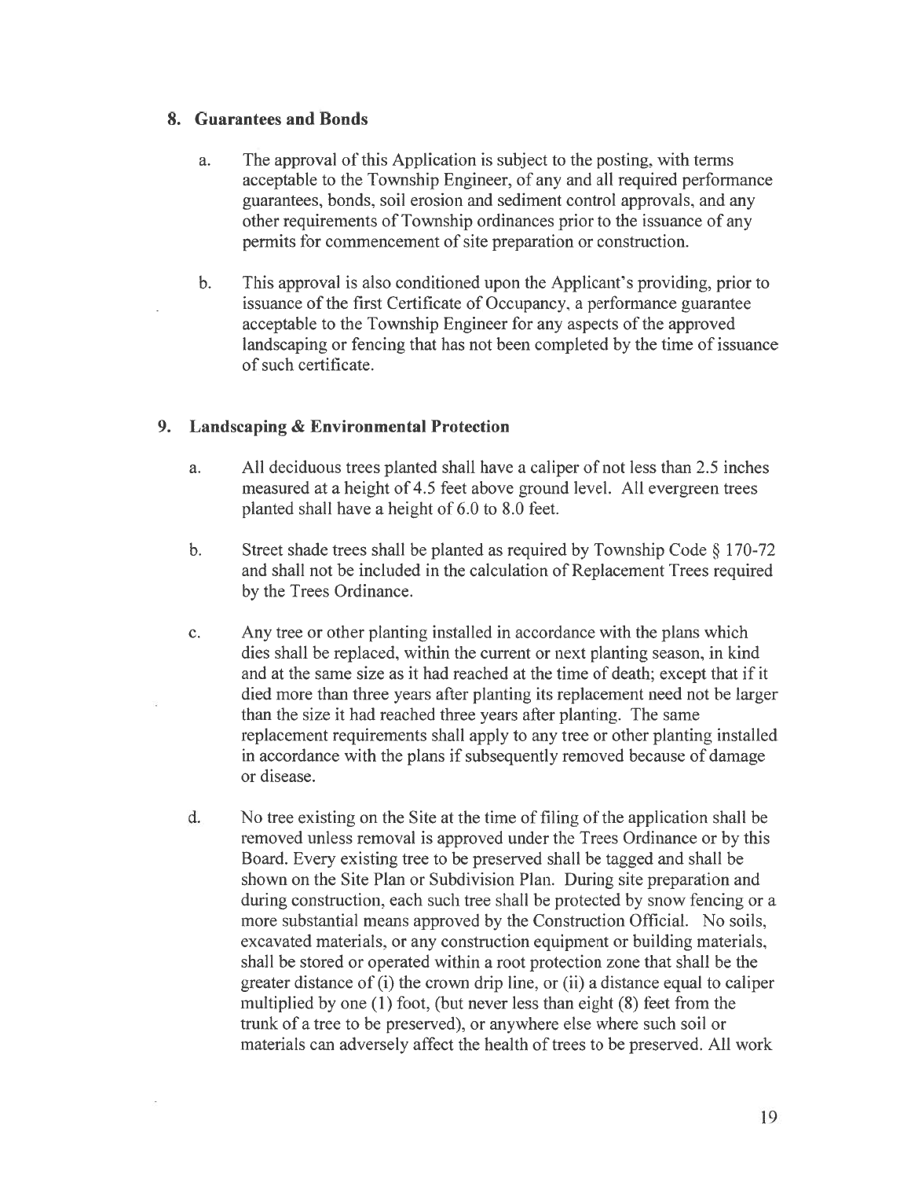## 8. Guarantees and Bonds

a. The approval of this Application is subject to the posting, with terms acceptable to the Township Engineer, of any and all required performance guarantees, bonds, soil erosion and sediment control approvals, and any other requirements of Township ordinances prior to the issuance of any permits for commencement of site preparation or construction.

b. This approval is also conditioned upon the Applicant's providing, prior to issuance of the first Certificate of Occupancy, a performance guarantee acceptable to the Township Engineer for any aspects of the approved landscaping or fencing that has not been completed by the time of issuance of such certificate.

## 9. Landscaping & Environmental Protection

a. All deciduous trees planted shall have a caliper of not less than 2.5 inches measured at a height of 4.5 feet above ground level. All evergreen trees planted shall have a height of 6.0 to 8.0 feet.

b. Street shade trees shall be planted as required by Township Code § 170-72 and shall not be included in the calculation of Replacement Trees required by the Trees Ordinance.

c. Any tree or other planting installed in accordance with the plans which dies shall be replaced, within the current or next planting season, in kind and at the same size as it had reached at the time of death; except that if it died more than three years after planting its replacement need not be larger than the size it had reached three years after planting. The same replacement requirements shall apply to any tree or other planting installed in accordance with the plans if subsequently removed because of damage or disease.

d. No tree existing on the Site at the time of filing of the application shall be removed unless removal is approved under the Trees Ordinance or by this Board. Every existing tree to be preserved shall be tagged and shall be shown on the Site Plan or Subdivision Plan. During site preparation and during construction, each such tree shall be protected by snow fencing or a more substantial means approved by the Construction Official. No soils, excavated materials, or any construction equipment or building materials, shall be stored or operated within a root protection zone that shall be the greater distance of (i) the crown drip line, or (ii) a distance equal to caliper multiplied by one (1) foot, (but never less than eight (8) feet from the trunk of a tree to be preserved), or anywhere else where such soil or materials can adversely affect the health of trees to be preserved. All work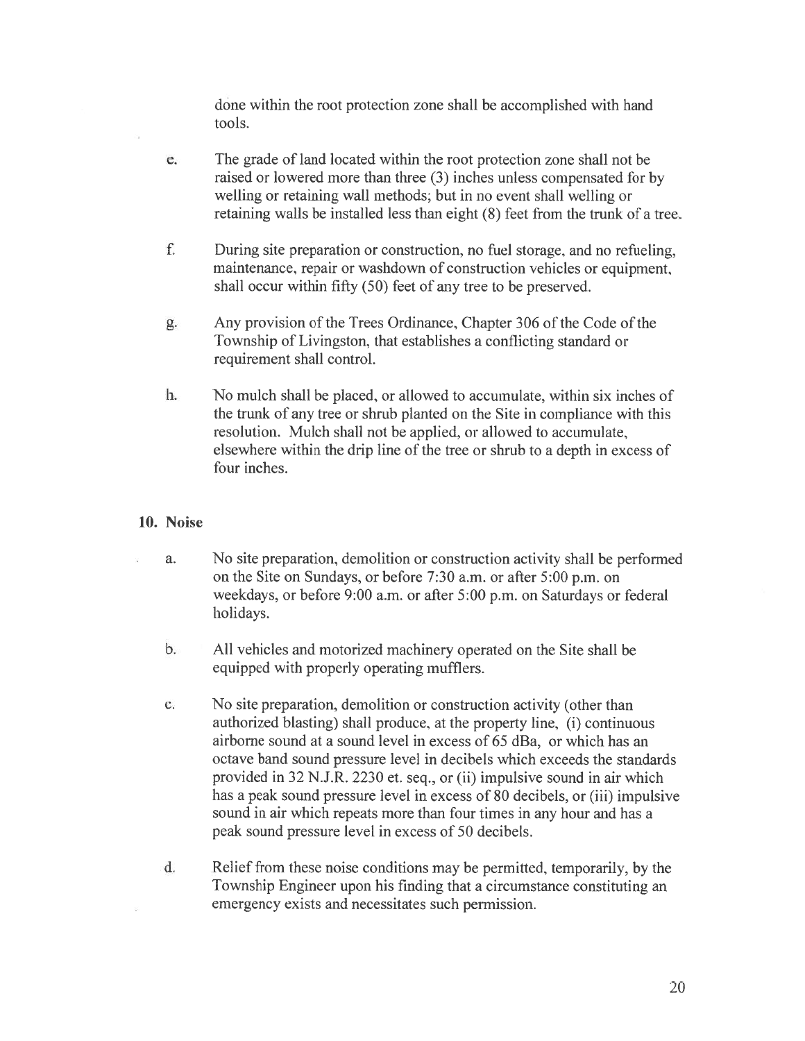done within the root protection zone shall be accomplished with hand tools.

e. The grade of land located within the root protection zone shall not be raised or lowered more than three (3) inches unless compensated for by welling or retaining wall methods; but in no event shall welling or retaining walls be installed less than eight (8) feet from the trunk of a tree.

f. During site preparation or construction, no fuel storage, and no refueling, maintenance, repair or washdown of construction vehicles or equipment, shall occur within fifty (50) feet of any tree to be preserved.

g. Any provision of the Trees Ordinance, Chapter 306 of the Code of the Township of Livingston, that establishes a conflicting standard or requirement shall control.

h. No mulch shall be placed, or allowed to accumulate, within six inches of the trunk of any tree or shrub planted on the Site in compliance with this resolution. Mulch shall not be applied, or allowed to accumulate, elsewhere within the drip line of the tree or shrub to a depth in excess of four inches.

**10. Noise**

a. No site preparation, demolition or construction activity shall be performed on the Site on Sundays, or before 7:30 a.m. or after 5:00 p.m. on weekdays, or before 9:00 a.m. or after 5:00 p.m. on Saturdays or federal holidays.

b. All vehicles and motorized machinery operated on the Site shall be equipped with properly operating mufflers.

c. No site preparation, demolition or construction activity (other than authorized blasting) shall produce, at the property line, (i) continuous airborne sound at a sound level in excess of 65 dBa, or which has an octave band sound pressure level in decibels which exceeds the standards provided in 32 N.J.R. 2230 et. seq., or (ii) impulsive sound in air which has a peak sound pressure level in excess of 80 decibels, or (iii) impulsive sound in air which repeats more than four times in any hour and has a peak sound pressure level in excess of 50 decibels.

d. Relief from these noise conditions may be permitted, temporarily, by the Township Engineer upon his finding that a circumstance constituting an emergency exists and necessitates such permission.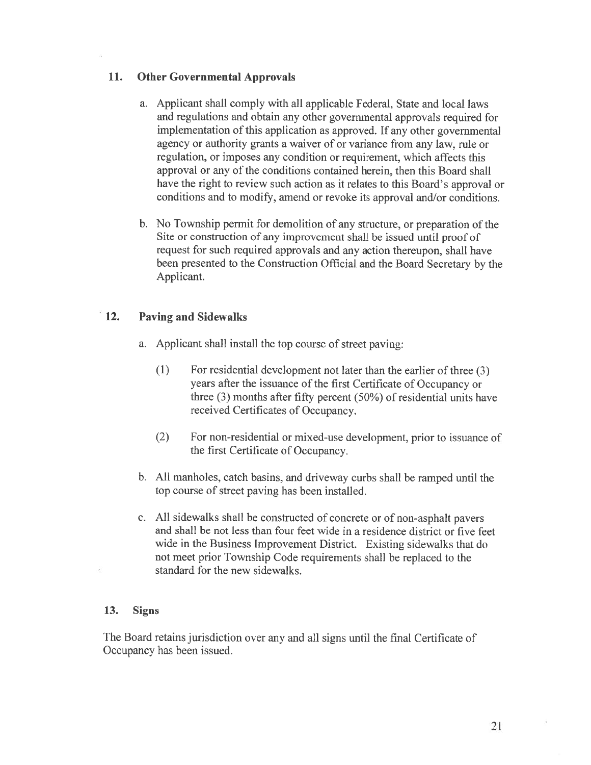## 11. Other Governmental Approvals

a. Applicant shall comply with all applicable Federal, State and local laws and regulations and obtain any other governmental approvals required for implementation of this application as approved. If any other governmental agency or authority grants a waiver of or variance from any law, rule or regulation, or imposes any condition or requirement, which affects this approval or any of the conditions contained herein, then this Board shall have the right to review such action as it relates to this Board's approval or conditions and to modify, amend or revoke its approval and/or conditions.

b. No Township permit for demolition of any structure, or preparation of the Site or construction of any improvement shall be issued until proof of request for such required approvals and any action thereupon, shall have been presented to the Construction Official and the Board Secretary by the Applicant.

## 12. Paving and Sidewalks

a. Applicant shall install the top course of street paving:

(1) For residential development not later than the earlier of three (3) years after the issuance of the first Certificate of Occupancy or three (3) months after fifty percent (50%) of residential units have received Certificates of Occupancy.

(2) For non-residential or mixed-use development, prior to issuance of the first Certificate of Occupancy.

b. All manholes, catch basins, and driveway curbs shall be ramped until the top course of street paving has been installed.

c. All sidewalks shall be constructed of concrete or of non-asphalt pavers and shall be not less than four feet wide in a residence district or five feet wide in the Business Improvement District. Existing sidewalks that do not meet prior Township Code requirements shall be replaced to the standard for the new sidewalks.

## 13. Signs

The Board retains jurisdiction over any and all signs until the final Certificate of Occupancy has been issued.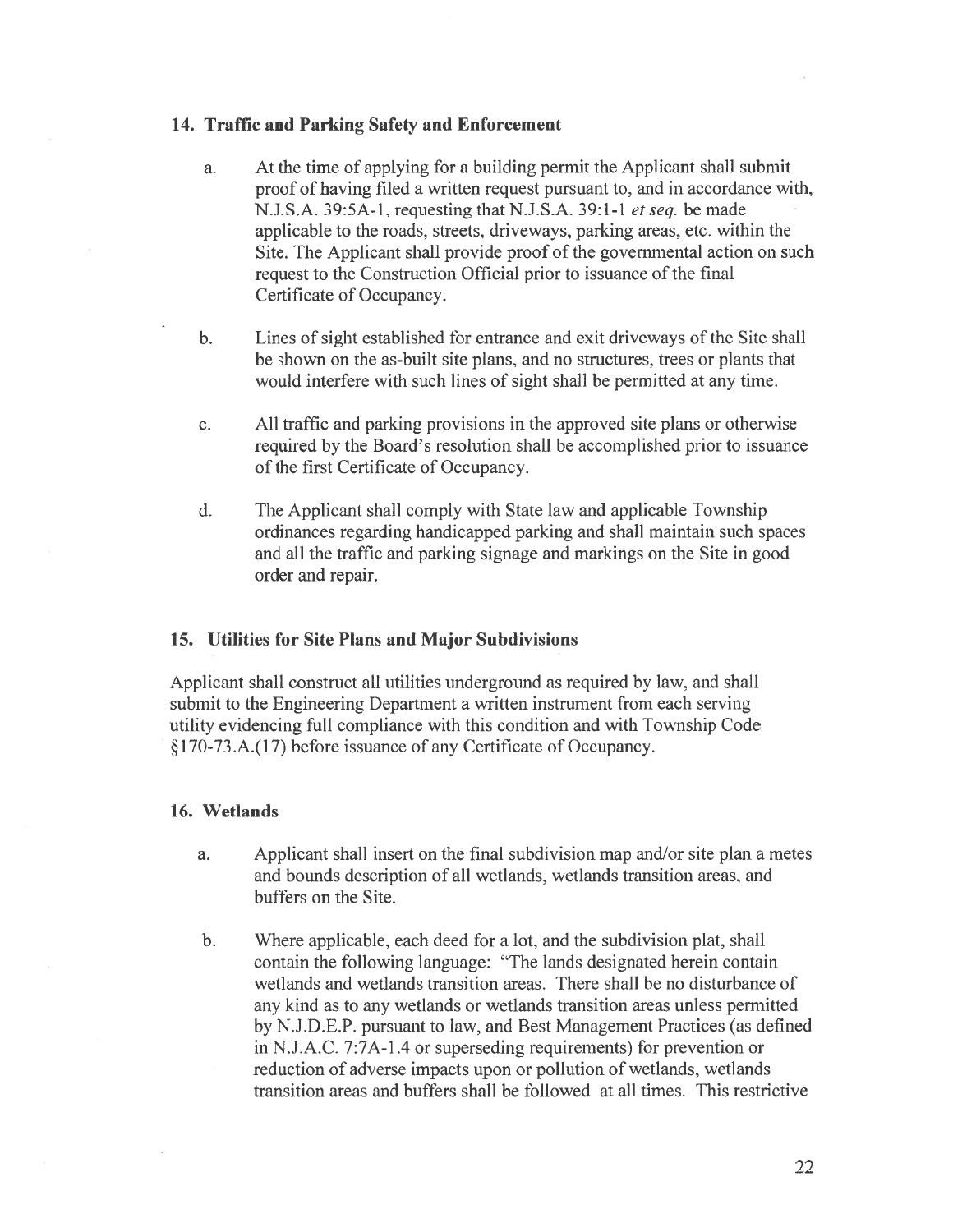### 14. Traffic and Parking Safety and Enforcement

a. At the time of applying for a building permit the Applicant shall submit proof of having filed a written request pursuant to, and in accordance with, N.J.S.A. 39:5A-1, requesting that N.J.S.A. 39:1-1 *et seq.* be made applicable to the roads, streets, driveways, parking areas, etc. within the Site. The Applicant shall provide proof of the governmental action on such request to the Construction Official prior to issuance of the final Certificate of Occupancy.

b. Lines of sight established for entrance and exit driveways of the Site shall be shown on the as-built site plans, and no structures, trees or plants that would interfere with such lines of sight shall be permitted at any time.

c. All traffic and parking provisions in the approved site plans or otherwise required by the Board's resolution shall be accomplished prior to issuance of the first Certificate of Occupancy.

d. The Applicant shall comply with State law and applicable Township ordinances regarding handicapped parking and shall maintain such spaces and all the traffic and parking signage and markings on the Site in good order and repair.

### 15. Utilities for Site Plans and Major Subdivisions

Applicant shall construct all utilities underground as required by law, and shall submit to the Engineering Department a written instrument from each serving utility evidencing full compliance with this condition and with Township Code §170-73.A.(17) before issuance of any Certificate of Occupancy.

### 16. Wetlands

a. Applicant shall insert on the final subdivision map and/or site plan a metes and bounds description of all wetlands, wetlands transition areas, and buffers on the Site.

b. Where applicable, each deed for a lot, and the subdivision plat, shall contain the following language: "The lands designated herein contain wetlands and wetlands transition areas. There shall be no disturbance of any kind as to any wetlands or wetlands transition areas unless permitted by N.J.D.E.P. pursuant to law, and Best Management Practices (as defined in N.J.A.C. 7:7A-1.4 or superseding requirements) for prevention or reduction of adverse impacts upon or pollution of wetlands, wetlands transition areas and buffers shall be followed at all times. This restrictive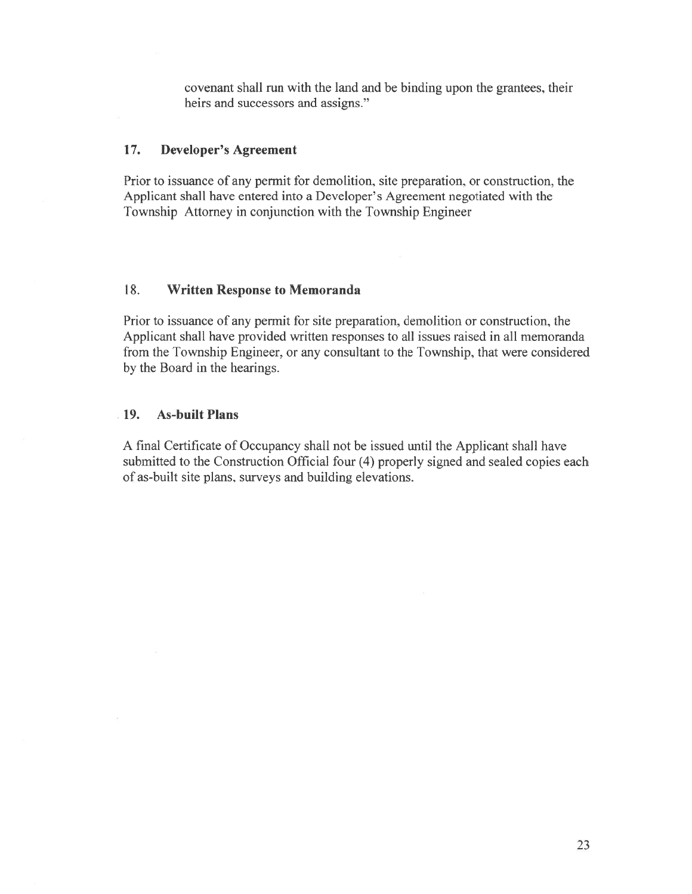covenant shall run with the land and be binding upon the grantees, their heirs and successors and assigns."

## 17. Developer's Agreement

Prior to issuance of any permit for demolition, site preparation, or construction, the Applicant shall have entered into a Developer's Agreement negotiated with the Township Attorney in conjunction with the Township Engineer

## 18. Written Response to Memoranda

Prior to issuance of any permit for site preparation, demolition or construction, the Applicant shall have provided written responses to all issues raised in all memoranda from the Township Engineer, or any consultant to the Township, that were considered by the Board in the hearings.

## 19. As-built Plans

A final Certificate of Occupancy shall not be issued until the Applicant shall have submitted to the Construction Official four (4) properly signed and sealed copies each of as-built site plans, surveys and building elevations.